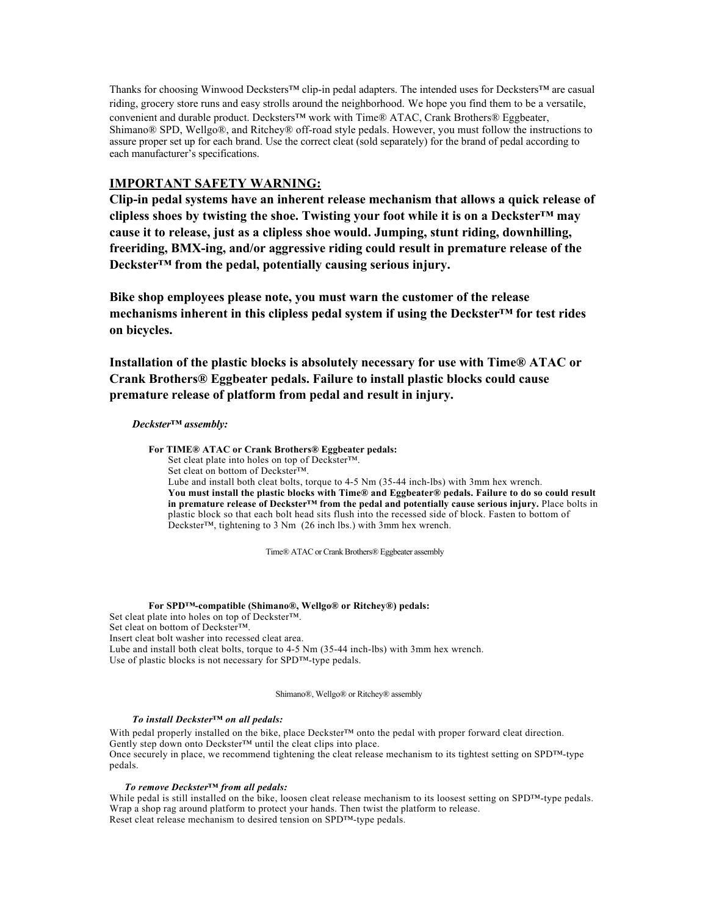Thanks for choosing Winwood Deckster™ clip-in pedal adapters. The intended uses for Decksters™ are casual riding, grocery store runs and easy strolls around the neighborhood. We hope you find them to be a versatile, convenient and durable product. Decksters™ work with Time® ATAC, Crank Brothers® Eggbeater, Shimano® SPD, Wellgo®, and Ritchey® off-road style pedals. However, you must follow the instructions to assure proper set up for each brand. Use the correct cleat (sold separately) for the brand of pedal according to each manufacturer's specifications.

## IMPORTANT SAFETY WARNING:

**Clip-in pedal systems have an inherent release mechanism that allows a quick release of clipless shoes by twisting the shoe. Twisting your foot while it is on a Deckster™ may cause it to release, just as a clipless shoe would. Jumping, stunt riding, downhilling, freeriding, BMX-ing, and/or aggressive riding could result in premature release of the Deckster™ from the pedal, potentially causing serious injury.**

**Bike shop employees please note, you must warn the customer of the release mechanisms inherent in this clipless pedal system if using the Deckster™ for test rides on bicycles.**

**Installation of the plastic blocks is absolutely necessary for use with Time® ATAC or Crank Brothers® Eggbeater pedals. Failure to install plastic blocks could cause premature release of platform from pedal and result in injury.**

***Deckster™ assembly:***

**For TIME® ATAC or Crank Brothers® Eggbeater pedals:**

Set cleat plate into holes on top of Deckster™.
Set cleat on bottom of Deckster™.
Lube and install both cleat bolts, torque to 4-5 Nm (35-44 inch-lbs) with 3mm hex wrench.
**You must install the plastic blocks with Time® and Eggbeater® pedals. Failure to do so could result in premature release of Deckster™ from the pedal and potentially cause serious injury.** Place bolts in plastic block so that each bolt head sits flush into the recessed side of block. Fasten to bottom of Deckster™, tightening to 3 Nm (26 inch lbs.) with 3mm hex wrench.

Time® ATAC or Crank Brothers® Eggbeater assembly

**For SPD™-compatible (Shimano®, Wellgo® or Ritchey®) pedals:**

Set cleat plate into holes on top of Deckster™.
Set cleat on bottom of Deckster™.
Insert cleat bolt washer into recessed cleat area.
Lube and install both cleat bolts, torque to 4-5 Nm (35-44 inch-lbs) with 3mm hex wrench.
Use of plastic blocks is not necessary for SPD™-type pedals.

Shimano®, Wellgo® or Ritchey® assembly

***To install Deckster™ on all pedals:***

With pedal properly installed on the bike, place Deckster™ onto the pedal with proper forward cleat direction.
Gently step down onto Deckster™ until the cleat clips into place.
Once securely in place, we recommend tightening the cleat release mechanism to its tightest setting on SPD™-type pedals.

***To remove Deckster™ from all pedals:***

While pedal is still installed on the bike, loosen cleat release mechanism to its loosest setting on SPD™-type pedals.
Wrap a shop rag around platform to protect your hands. Then twist the platform to release.
Reset cleat release mechanism to desired tension on SPD™-type pedals.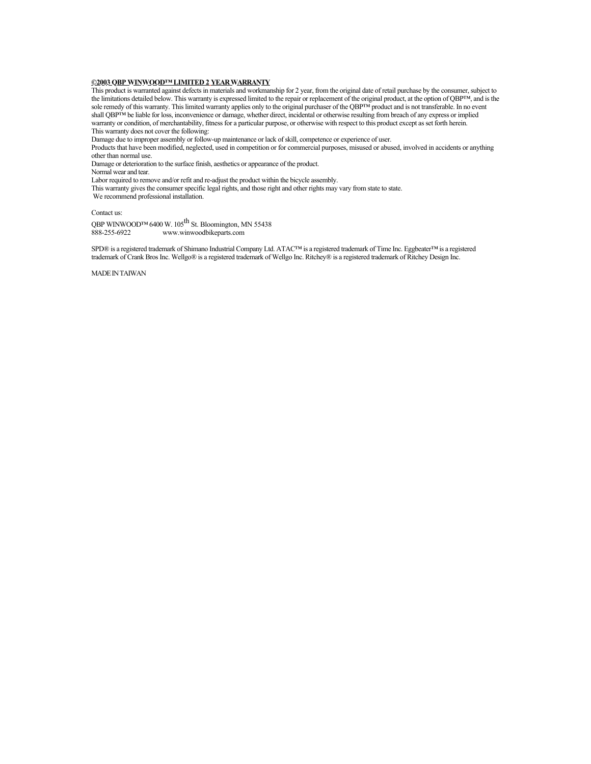**<u>©2003 QBP WINWOOD™ LIMITED 2 YEAR WARRANTY</u>**

This product is warranted against defects in materials and workmanship for 2 year, from the original date of retail purchase by the consumer, subject to the limitations detailed below. This warranty is expressed limited to the repair or replacement of the original product, at the option of QBP™, and is the sole remedy of this warranty. This limited warranty applies only to the original purchaser of the QBP™ product and is not transferable. In no event shall QBP™ be liable for loss, inconvenience or damage, whether direct, incidental or otherwise resulting from breach of any express or implied warranty or condition, of merchantability, fitness for a particular purpose, or otherwise with respect to this product except as set forth herein.

This warranty does not cover the following:

Damage due to improper assembly or follow-up maintenance or lack of skill, competence or experience of user.

Products that have been modified, neglected, used in competition or for commercial purposes, misused or abused, involved in accidents or anything other than normal use.

Damage or deterioration to the surface finish, aesthetics or appearance of the product.

Normal wear and tear.

Labor required to remove and/or refit and re-adjust the product within the bicycle assembly.

This warranty gives the consumer specific legal rights, and those right and other rights may vary from state to state.

We recommend professional installation.

Contact us:

QBP WINWOOD™ 6400 W. 105th St. Bloomington, MN 55438
888-255-6922 www.winwoodbikeparts.com

SPD® is a registered trademark of Shimano Industrial Company Ltd. ATAC™ is a registered trademark of Time Inc. Eggbeater™ is a registered trademark of Crank Bros Inc. Wellgo® is a registered trademark of Wellgo Inc. Ritchey® is a registered trademark of Ritchey Design Inc.

MADE IN TAIWAN